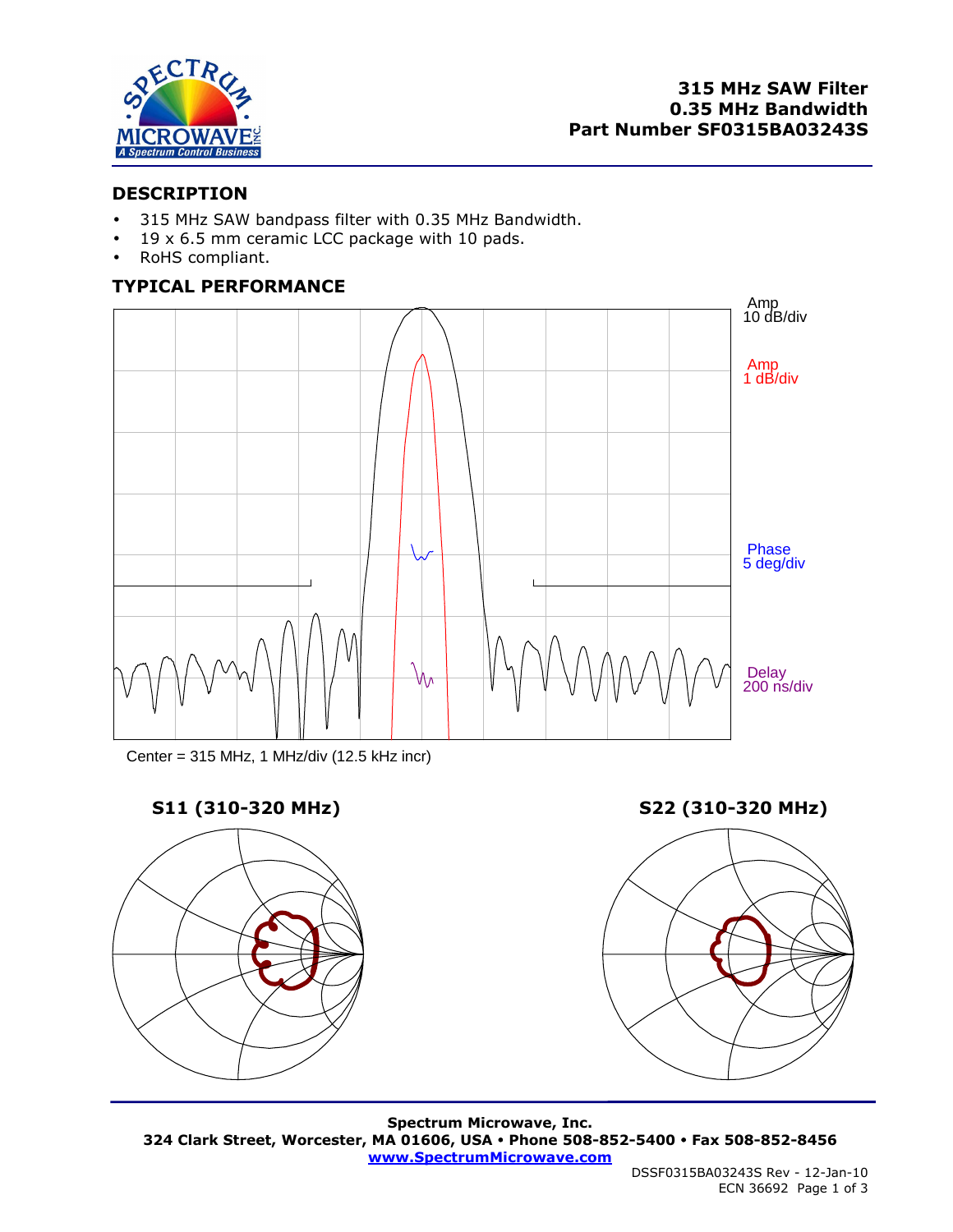# 315 MHz SAW Filter
# 0.35 MHz Bandwidth
# Part Number SF0315BA03243S

## DESCRIPTION

- 315 MHz SAW bandpass filter with 0.35 MHz Bandwidth.
- 19 x 6.5 mm ceramic LCC package with 10 pads.
- RoHS compliant.

## TYPICAL PERFORMANCE

Amp 10 dB/div

Amp 1 dB/div

Phase 5 deg/div

Delay 200 ns/div

Center = 315 MHz, 1 MHz/div (12.5 kHz incr)

**S11 (310-320 MHz)**

**S22 (310-320 MHz)**

**Spectrum Microwave, Inc.**
**324 Clark Street, Worcester, MA 01606, USA • Phone 508-852-5400 • Fax 508-852-8456**
**www.SpectrumMicrowave.com**

DSSF0315BA03243S Rev - 12-Jan-10
ECN 36692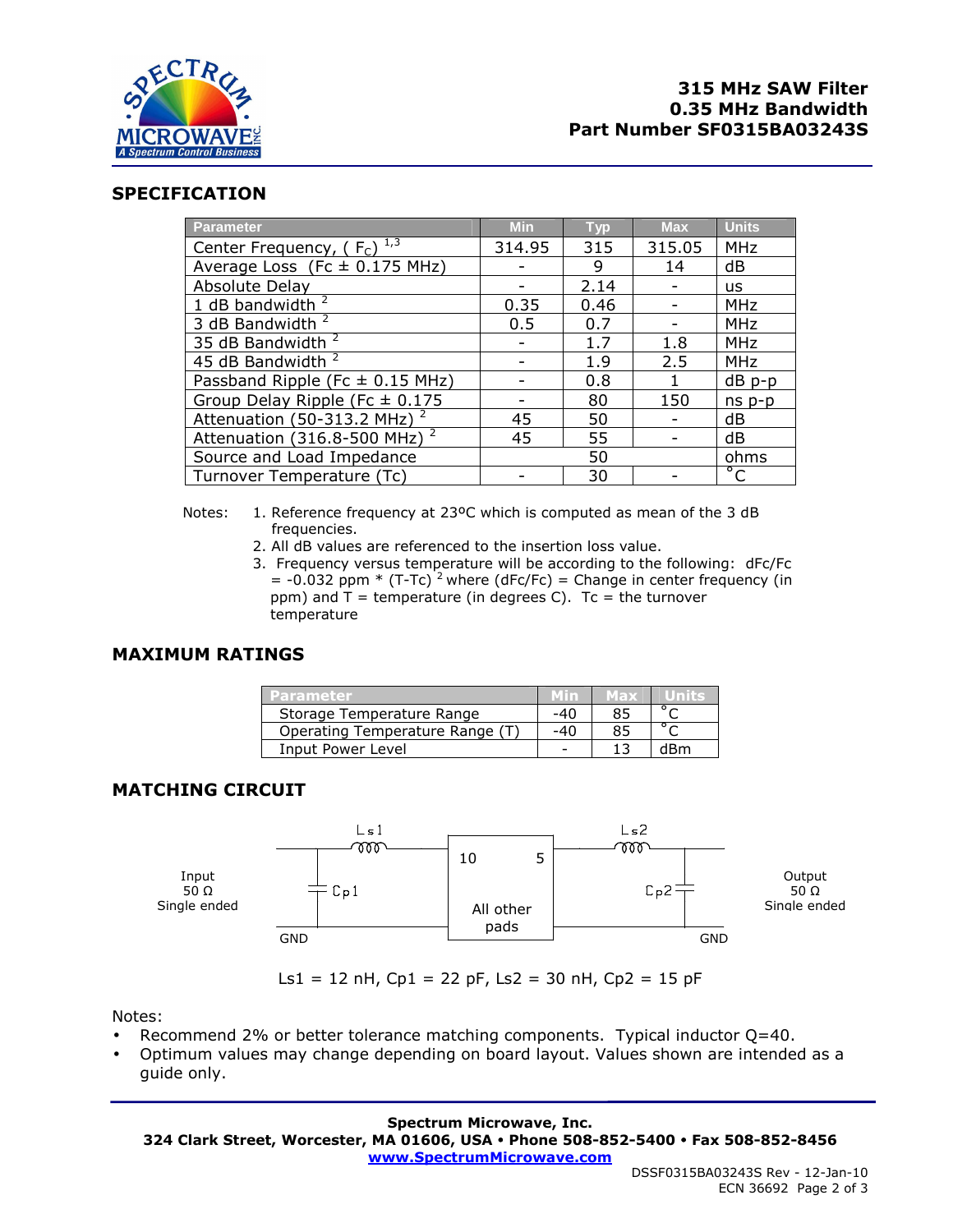**315 MHz SAW Filter**
**0.35 MHz Bandwidth**
**Part Number SF0315BA03243S**

## SPECIFICATION

| Parameter | Min | Typ | Max | Units |
|---|---|---|---|---|
| Center Frequency, ( $F_C$ ) [1,3] | 314.95 | 315 | 315.05 | MHz |
| Average Loss (Fc ± 0.175 MHz) | - | 9 | 14 | dB |
| Absolute Delay | - | 2.14 | - | us |
| 1 dB bandwidth [2] | 0.35 | 0.46 | - | MHz |
| 3 dB Bandwidth [2] | 0.5 | 0.7 | - | MHz |
| 35 dB Bandwidth [2] | - | 1.7 | 1.8 | MHz |
| 45 dB Bandwidth [2] | - | 1.9 | 2.5 | MHz |
| Passband Ripple (Fc ± 0.15 MHz) | - | 0.8 | 1 | dB p-p |
| Group Delay Ripple (Fc ± 0.175 | - | 80 | 150 | ns p-p |
| Attenuation (50-313.2 MHz) [2] | 45 | 50 | - | dB |
| Attenuation (316.8-500 MHz) [2] | 45 | 55 | - | dB |
| Source and Load Impedance | | 50 | | ohms |
| Turnover Temperature (Tc) | - | 30 | - | °C |

Notes:
1. Reference frequency at 23ºC which is computed as mean of the 3 dB frequencies.
2. All dB values are referenced to the insertion loss value.
3. Frequency versus temperature will be according to the following: dFc/Fc = -0.032 ppm * $(T-Tc)^2$ where (dFc/Fc) = Change in center frequency (in ppm) and T = temperature (in degrees C). Tc = the turnover temperature

## MAXIMUM RATINGS

| Parameter | Min | Max | Units |
|---|---|---|---|
| Storage Temperature Range | -40 | 85 | °C |
| Operating Temperature Range (T) | -40 | 85 | °C |
| Input Power Level | - | 13 | dBm |

## MATCHING CIRCUIT

Input 50 Ω Single ended — Ls1, Cp1 — pad 10 | All other pads (GND) | pad 5 — Ls2, Cp2 — Output 50 Ω Single ended

Ls1 = 12 nH, Cp1 = 22 pF, Ls2 = 30 nH, Cp2 = 15 pF

Notes:
- Recommend 2% or better tolerance matching components. Typical inductor Q=40.
- Optimum values may change depending on board layout. Values shown are intended as a guide only.

**Spectrum Microwave, Inc.**
**324 Clark Street, Worcester, MA 01606, USA • Phone 508-852-5400 • Fax 508-852-8456**
**www.SpectrumMicrowave.com**

DSSF0315BA03243S Rev - 12-Jan-10
ECN 36692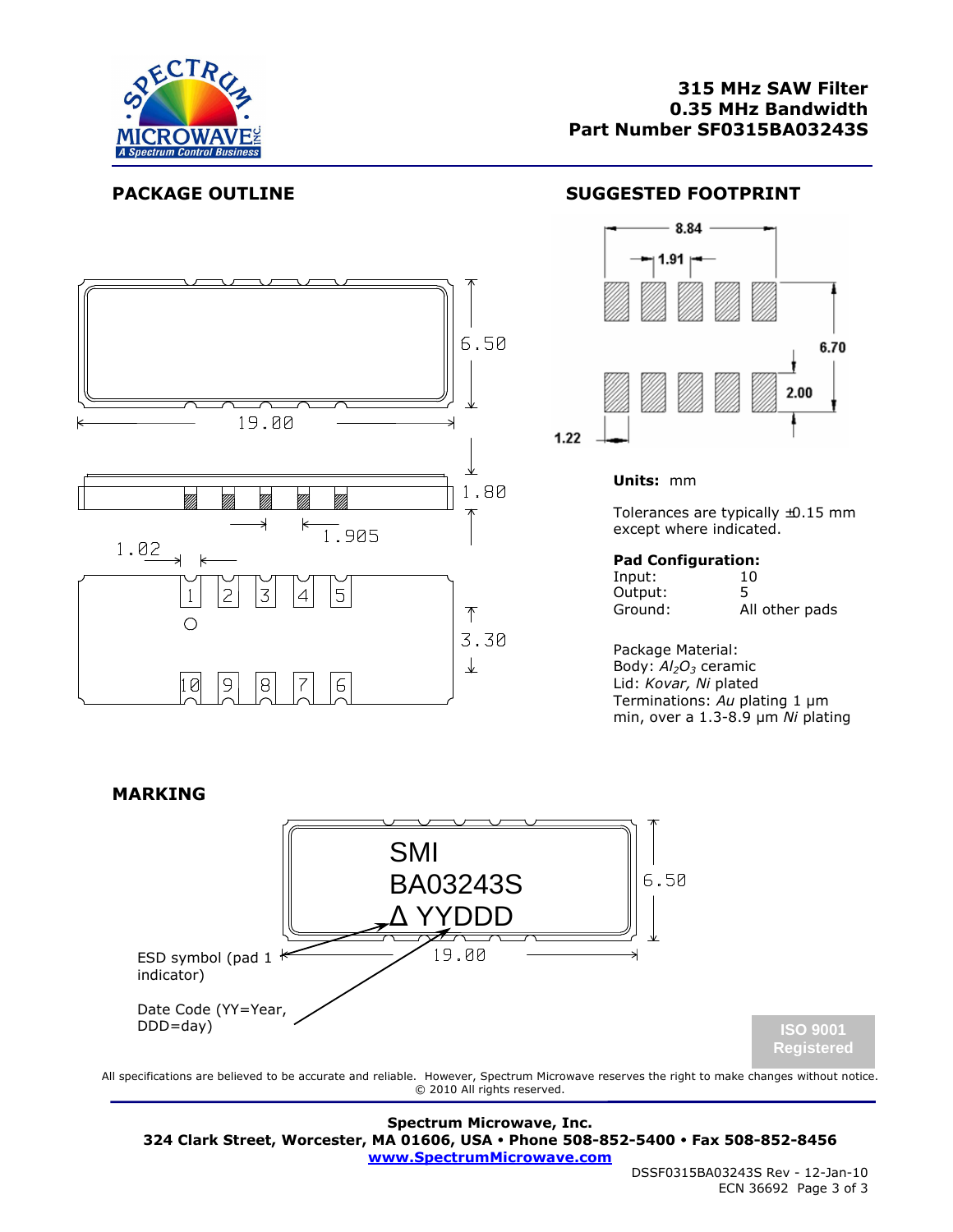**315 MHz SAW Filter**
**0.35 MHz Bandwidth**
**Part Number SF0315BA03243S**

## PACKAGE OUTLINE

6.50

19.00

1.80

1.905

1.02

1 2 3 4 5

10 9 8 7 6

3.30

## SUGGESTED FOOTPRINT

8.84

1.91

6.70

2.00

1.22

**Units:** mm

Tolerances are typically ±0.15 mm except where indicated.

**Pad Configuration:**

| | |
|---|---|
| Input: | 10 |
| Output: | 5 |
| Ground: | All other pads |

Package Material:
Body: *$Al_2O_3$* ceramic
Lid: *Kovar, Ni* plated
Terminations: *Au* plating 1 µm min, over a 1.3-8.9 µm *Ni* plating

## MARKING

SMI
BA03243S
Δ YYDDD

6.50

19.00

ESD symbol (pad 1 indicator)

Date Code (YY=Year, DDD=day)

ISO 9001 Registered

All specifications are believed to be accurate and reliable. However, Spectrum Microwave reserves the right to make changes without notice.
© 2010 All rights reserved.

**Spectrum Microwave, Inc.**
**324 Clark Street, Worcester, MA 01606, USA • Phone 508-852-5400 • Fax 508-852-8456**
**www.SpectrumMicrowave.com**

DSSF0315BA03243S Rev - 12-Jan-10
ECN 36692